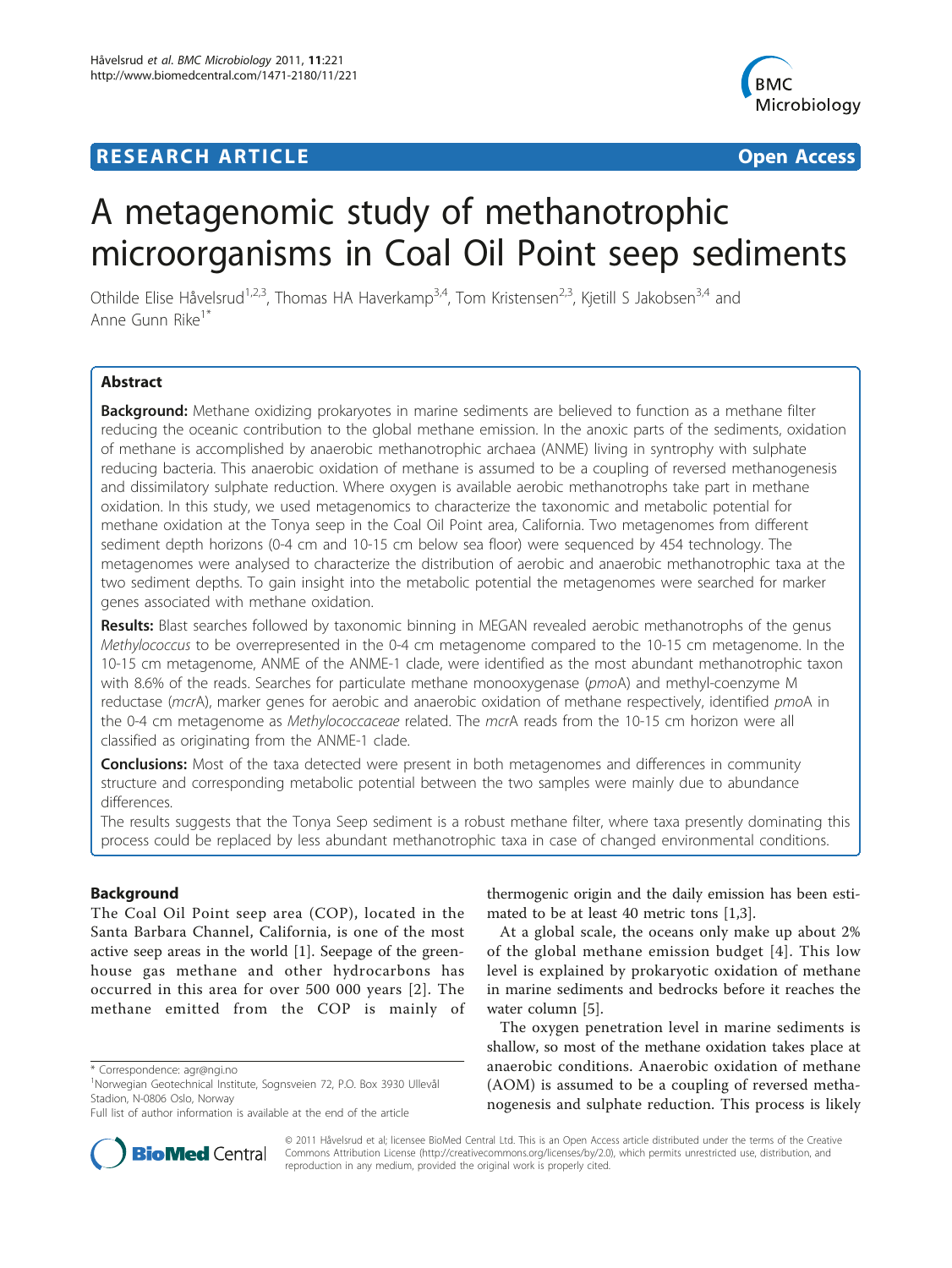**RESEARCH ARTICLE** **Open Access**

# A metagenomic study of methanotrophic microorganisms in Coal Oil Point seep sediments

Othilde Elise Håvelsrud[1,2,3], Thomas HA Haverkamp[3,4], Tom Kristensen[2,3], Kjetill S Jakobsen[3,4] and Anne Gunn Rike[1*]

## Abstract

**Background:** Methane oxidizing prokaryotes in marine sediments are believed to function as a methane filter reducing the oceanic contribution to the global methane emission. In the anoxic parts of the sediments, oxidation of methane is accomplished by anaerobic methanotrophic archaea (ANME) living in syntrophy with sulphate reducing bacteria. This anaerobic oxidation of methane is assumed to be a coupling of reversed methanogenesis and dissimilatory sulphate reduction. Where oxygen is available aerobic methanotrophs take part in methane oxidation. In this study, we used metagenomics to characterize the taxonomic and metabolic potential for methane oxidation at the Tonya seep in the Coal Oil Point area, California. Two metagenomes from different sediment depth horizons (0-4 cm and 10-15 cm below sea floor) were sequenced by 454 technology. The metagenomes were analysed to characterize the distribution of aerobic and anaerobic methanotrophic taxa at the two sediment depths. To gain insight into the metabolic potential the metagenomes were searched for marker genes associated with methane oxidation.

**Results:** Blast searches followed by taxonomic binning in MEGAN revealed aerobic methanotrophs of the genus *Methylococcus* to be overrepresented in the 0-4 cm metagenome compared to the 10-15 cm metagenome. In the 10-15 cm metagenome, ANME of the ANME-1 clade, were identified as the most abundant methanotrophic taxon with 8.6% of the reads. Searches for particulate methane monooxygenase (*pmo*A) and methyl-coenzyme M reductase (*mcr*A), marker genes for aerobic and anaerobic oxidation of methane respectively, identified *pmo*A in the 0-4 cm metagenome as *Methylococcaceae* related. The *mcr*A reads from the 10-15 cm horizon were all classified as originating from the ANME-1 clade.

**Conclusions:** Most of the taxa detected were present in both metagenomes and differences in community structure and corresponding metabolic potential between the two samples were mainly due to abundance differences.

The results suggests that the Tonya Seep sediment is a robust methane filter, where taxa presently dominating this process could be replaced by less abundant methanotrophic taxa in case of changed environmental conditions.

## Background

The Coal Oil Point seep area (COP), located in the Santa Barbara Channel, California, is one of the most active seep areas in the world [1]. Seepage of the greenhouse gas methane and other hydrocarbons has occurred in this area for over 500 000 years [2]. The methane emitted from the COP is mainly of thermogenic origin and the daily emission has been estimated to be at least 40 metric tons [1,3].

At a global scale, the oceans only make up about 2% of the global methane emission budget [4]. This low level is explained by prokaryotic oxidation of methane in marine sediments and bedrocks before it reaches the water column [5].

The oxygen penetration level in marine sediments is shallow, so most of the methane oxidation takes place at anaerobic conditions. Anaerobic oxidation of methane (AOM) is assumed to be a coupling of reversed methanogenesis and sulphate reduction. This process is likely

\* Correspondence: agr@ngi.no
[1]Norwegian Geotechnical Institute, Sognsveien 72, P.O. Box 3930 Ullevål Stadion, N-0806 Oslo, Norway
Full list of author information is available at the end of the article

© 2011 Håvelsrud et al; licensee BioMed Central Ltd. This is an Open Access article distributed under the terms of the Creative Commons Attribution License (http://creativecommons.org/licenses/by/2.0), which permits unrestricted use, distribution, and reproduction in any medium, provided the original work is properly cited.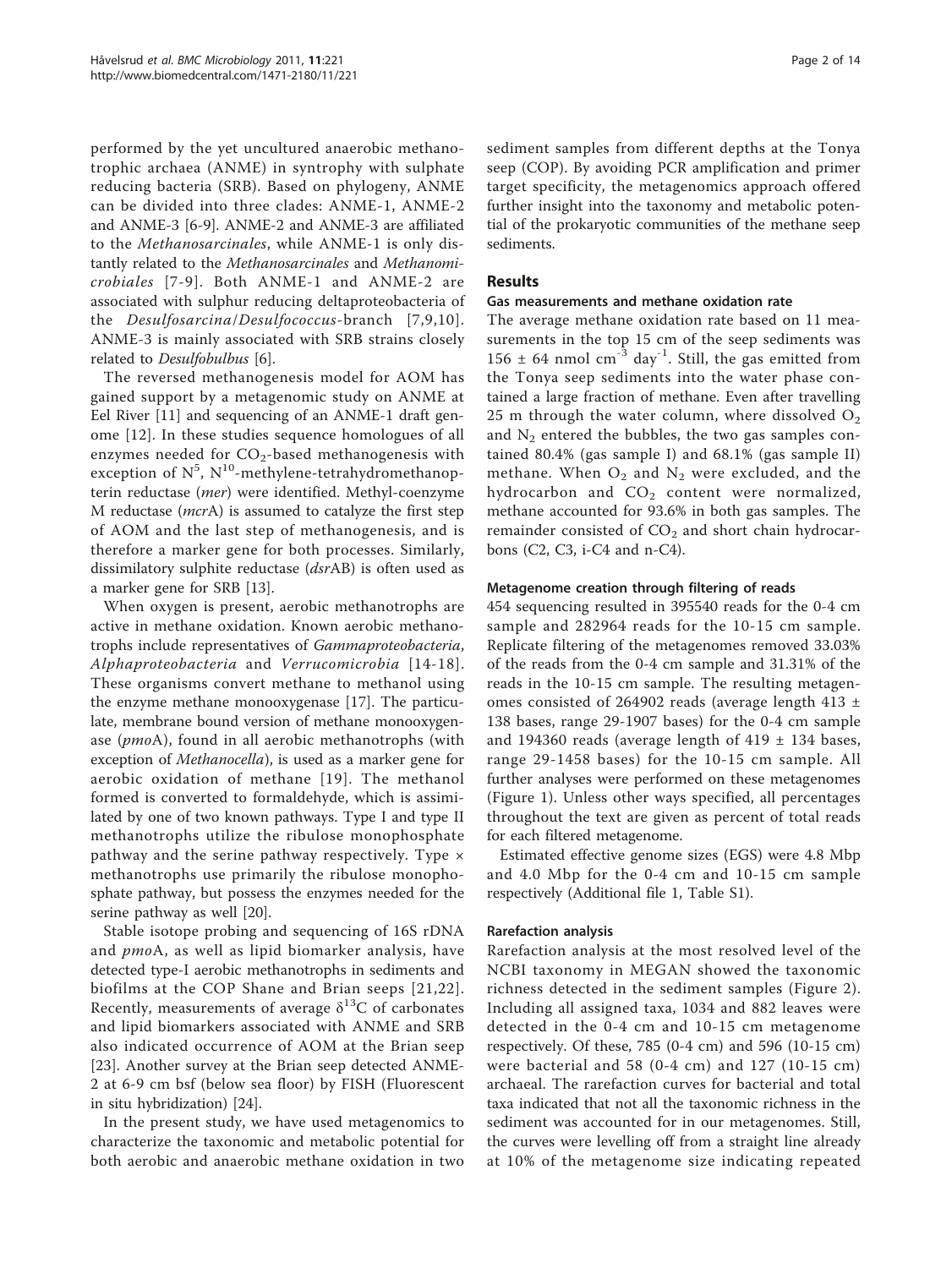performed by the yet uncultured anaerobic methanotrophic archaea (ANME) in syntrophy with sulphate reducing bacteria (SRB). Based on phylogeny, ANME can be divided into three clades: ANME-1, ANME-2 and ANME-3 [6-9]. ANME-2 and ANME-3 are affiliated to the *Methanosarcinales*, while ANME-1 is only distantly related to the *Methanosarcinales* and *Methanomicrobiales* [7-9]. Both ANME-1 and ANME-2 are associated with sulphur reducing deltaproteobacteria of the *Desulfosarcina*/*Desulfococcus*-branch [7,9,10]. ANME-3 is mainly associated with SRB strains closely related to *Desulfobulbus* [6].

The reversed methanogenesis model for AOM has gained support by a metagenomic study on ANME at Eel River [11] and sequencing of an ANME-1 draft genome [12]. In these studies sequence homologues of all enzymes needed for $CO_2$-based methanogenesis with exception of $N^5$, $N^{10}$-methylene-tetrahydromethanopterin reductase (*mer*) were identified. Methyl-coenzyme M reductase (*mcr*A) is assumed to catalyze the first step of AOM and the last step of methanogenesis, and is therefore a marker gene for both processes. Similarly, dissimilatory sulphite reductase (*dsr*AB) is often used as a marker gene for SRB [13].

When oxygen is present, aerobic methanotrophs are active in methane oxidation. Known aerobic methanotrophs include representatives of *Gammaproteobacteria*, *Alphaproteobacteria* and *Verrucomicrobia* [14-18]. These organisms convert methane to methanol using the enzyme methane monooxygenase [17]. The particulate, membrane bound version of methane monooxygenase (*pmo*A), found in all aerobic methanotrophs (with exception of *Methanocella*), is used as a marker gene for aerobic oxidation of methane [19]. The methanol formed is converted to formaldehyde, which is assimilated by one of two known pathways. Type I and type II methanotrophs utilize the ribulose monophosphate pathway and the serine pathway respectively. Type × methanotrophs use primarily the ribulose monophosphate pathway, but possess the enzymes needed for the serine pathway as well [20].

Stable isotope probing and sequencing of 16S rDNA and *pmo*A, as well as lipid biomarker analysis, have detected type-I aerobic methanotrophs in sediments and biofilms at the COP Shane and Brian seeps [21,22]. Recently, measurements of average $\delta^{13}C$ of carbonates and lipid biomarkers associated with ANME and SRB also indicated occurrence of AOM at the Brian seep [23]. Another survey at the Brian seep detected ANME-2 at 6-9 cm bsf (below sea floor) by FISH (Fluorescent in situ hybridization) [24].

In the present study, we have used metagenomics to characterize the taxonomic and metabolic potential for both aerobic and anaerobic methane oxidation in two sediment samples from different depths at the Tonya seep (COP). By avoiding PCR amplification and primer target specificity, the metagenomics approach offered further insight into the taxonomy and metabolic potential of the prokaryotic communities of the methane seep sediments.

## Results

### Gas measurements and methane oxidation rate

The average methane oxidation rate based on 11 measurements in the top 15 cm of the seep sediments was 156 ± 64 nmol $cm^{-3}$ $day^{-1}$. Still, the gas emitted from the Tonya seep sediments into the water phase contained a large fraction of methane. Even after travelling 25 m through the water column, where dissolved $O_2$ and $N_2$ entered the bubbles, the two gas samples contained 80.4% (gas sample I) and 68.1% (gas sample II) methane. When $O_2$ and $N_2$ were excluded, and the hydrocarbon and $CO_2$ content were normalized, methane accounted for 93.6% in both gas samples. The remainder consisted of $CO_2$ and short chain hydrocarbons (C2, C3, i-C4 and n-C4).

### Metagenome creation through filtering of reads

454 sequencing resulted in 395540 reads for the 0-4 cm sample and 282964 reads for the 10-15 cm sample. Replicate filtering of the metagenomes removed 33.03% of the reads from the 0-4 cm sample and 31.31% of the reads in the 10-15 cm sample. The resulting metagenomes consisted of 264902 reads (average length 413 ± 138 bases, range 29-1907 bases) for the 0-4 cm sample and 194360 reads (average length of 419 ± 134 bases, range 29-1458 bases) for the 10-15 cm sample. All further analyses were performed on these metagenomes (Figure 1). Unless other ways specified, all percentages throughout the text are given as percent of total reads for each filtered metagenome.

Estimated effective genome sizes (EGS) were 4.8 Mbp and 4.0 Mbp for the 0-4 cm and 10-15 cm sample respectively (Additional file 1, Table S1).

### Rarefaction analysis

Rarefaction analysis at the most resolved level of the NCBI taxonomy in MEGAN showed the taxonomic richness detected in the sediment samples (Figure 2). Including all assigned taxa, 1034 and 882 leaves were detected in the 0-4 cm and 10-15 cm metagenome respectively. Of these, 785 (0-4 cm) and 596 (10-15 cm) were bacterial and 58 (0-4 cm) and 127 (10-15 cm) archaeal. The rarefaction curves for bacterial and total taxa indicated that not all the taxonomic richness in the sediment was accounted for in our metagenomes. Still, the curves were levelling off from a straight line already at 10% of the metagenome size indicating repeated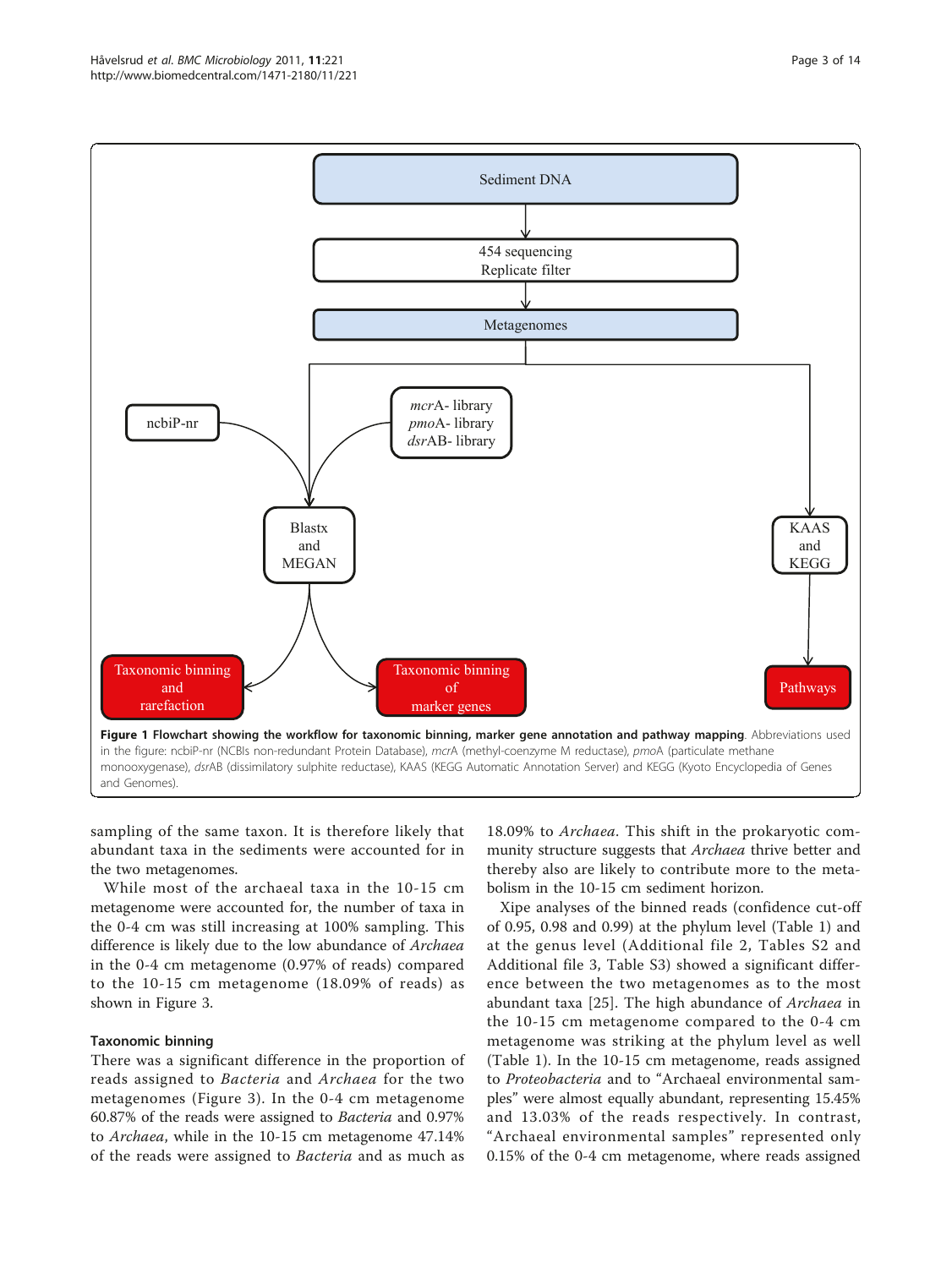**Figure 1 Flowchart showing the workflow for taxonomic binning, marker gene annotation and pathway mapping**. Abbreviations used in the figure: ncbiP-nr (NCBIs non-redundant Protein Database), *mcrA* (methyl-coenzyme M reductase), *pmoA* (particulate methane monooxygenase), *dsrAB* (dissimilatory sulphite reductase), KAAS (KEGG Automatic Annotation Server) and KEGG (Kyoto Encyclopedia of Genes and Genomes).

sampling of the same taxon. It is therefore likely that abundant taxa in the sediments were accounted for in the two metagenomes.

While most of the archaeal taxa in the 10-15 cm metagenome were accounted for, the number of taxa in the 0-4 cm was still increasing at 100% sampling. This difference is likely due to the low abundance of *Archaea* in the 0-4 cm metagenome (0.97% of reads) compared to the 10-15 cm metagenome (18.09% of reads) as shown in Figure 3.

### Taxonomic binning

There was a significant difference in the proportion of reads assigned to *Bacteria* and *Archaea* for the two metagenomes (Figure 3). In the 0-4 cm metagenome 60.87% of the reads were assigned to *Bacteria* and 0.97% to *Archaea*, while in the 10-15 cm metagenome 47.14% of the reads were assigned to *Bacteria* and as much as 18.09% to *Archaea*. This shift in the prokaryotic community structure suggests that *Archaea* thrive better and thereby also are likely to contribute more to the metabolism in the 10-15 cm sediment horizon.

Xipe analyses of the binned reads (confidence cut-off of 0.95, 0.98 and 0.99) at the phylum level (Table 1) and at the genus level (Additional file 2, Tables S2 and Additional file 3, Table S3) showed a significant difference between the two metagenomes as to the most abundant taxa [25]. The high abundance of *Archaea* in the 10-15 cm metagenome compared to the 0-4 cm metagenome was striking at the phylum level as well (Table 1). In the 10-15 cm metagenome, reads assigned to *Proteobacteria* and to "Archaeal environmental samples" were almost equally abundant, representing 15.45% and 13.03% of the reads respectively. In contrast, "Archaeal environmental samples" represented only 0.15% of the 0-4 cm metagenome, where reads assigned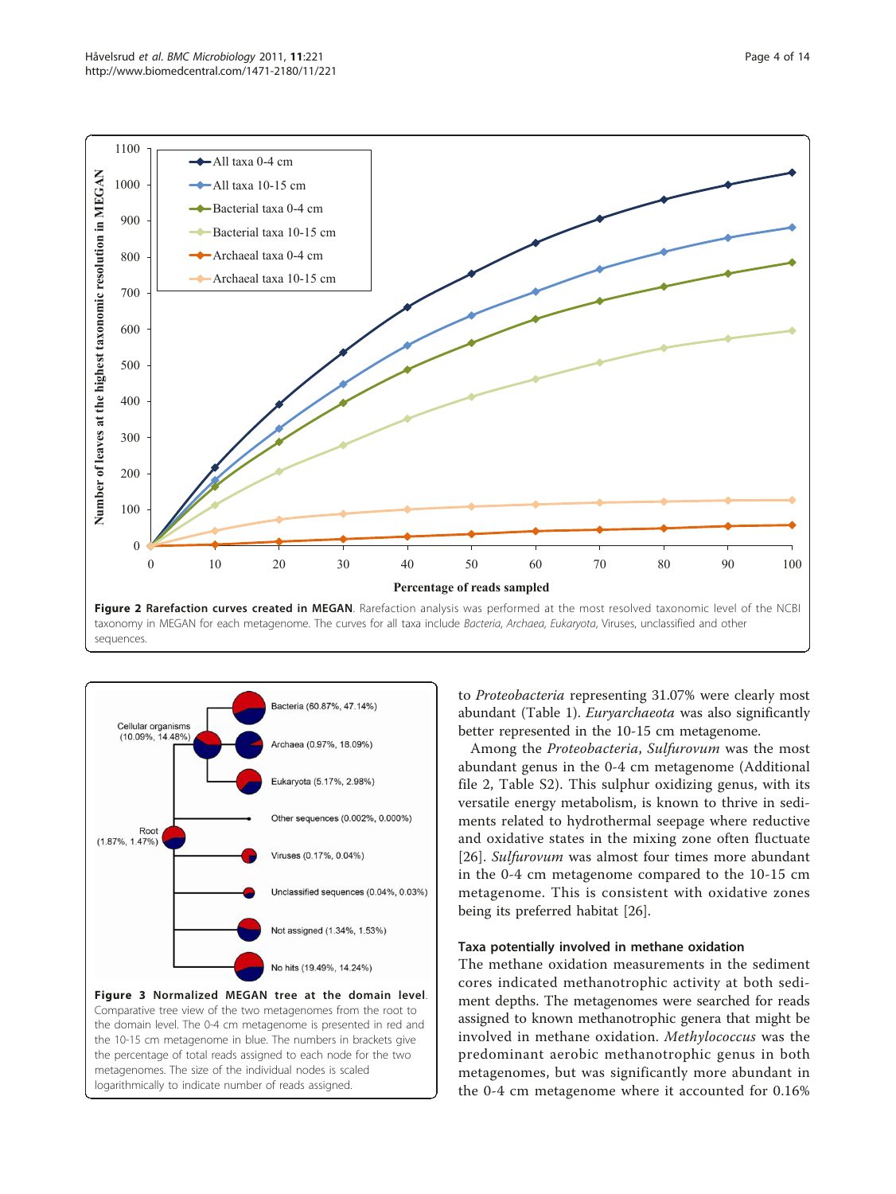**Figure 2 Rarefaction curves created in MEGAN**. Rarefaction analysis was performed at the most resolved taxonomic level of the NCBI taxonomy in MEGAN for each metagenome. The curves for all taxa include *Bacteria*, *Archaea*, *Eukaryota*, Viruses, unclassified and other sequences.

**Figure 3 Normalized MEGAN tree at the domain level**. Comparative tree view of the two metagenomes from the root to the domain level. The 0-4 cm metagenome is presented in red and the 10-15 cm metagenome in blue. The numbers in brackets give the percentage of total reads assigned to each node for the two metagenomes. The size of the individual nodes is scaled logarithmically to indicate number of reads assigned.

to *Proteobacteria* representing 31.07% were clearly most abundant (Table 1). *Euryarchaeota* was also significantly better represented in the 10-15 cm metagenome.

Among the *Proteobacteria*, *Sulfurovum* was the most abundant genus in the 0-4 cm metagenome (Additional file 2, Table S2). This sulphur oxidizing genus, with its versatile energy metabolism, is known to thrive in sediments related to hydrothermal seepage where reductive and oxidative states in the mixing zone often fluctuate [26]. *Sulfurovum* was almost four times more abundant in the 0-4 cm metagenome compared to the 10-15 cm metagenome. This is consistent with oxidative zones being its preferred habitat [26].

### Taxa potentially involved in methane oxidation

The methane oxidation measurements in the sediment cores indicated methanotrophic activity at both sediment depths. The metagenomes were searched for reads assigned to known methanotrophic genera that might be involved in methane oxidation. *Methylococcus* was the predominant aerobic methanotrophic genus in both metagenomes, but was significantly more abundant in the 0-4 cm metagenome where it accounted for 0.16%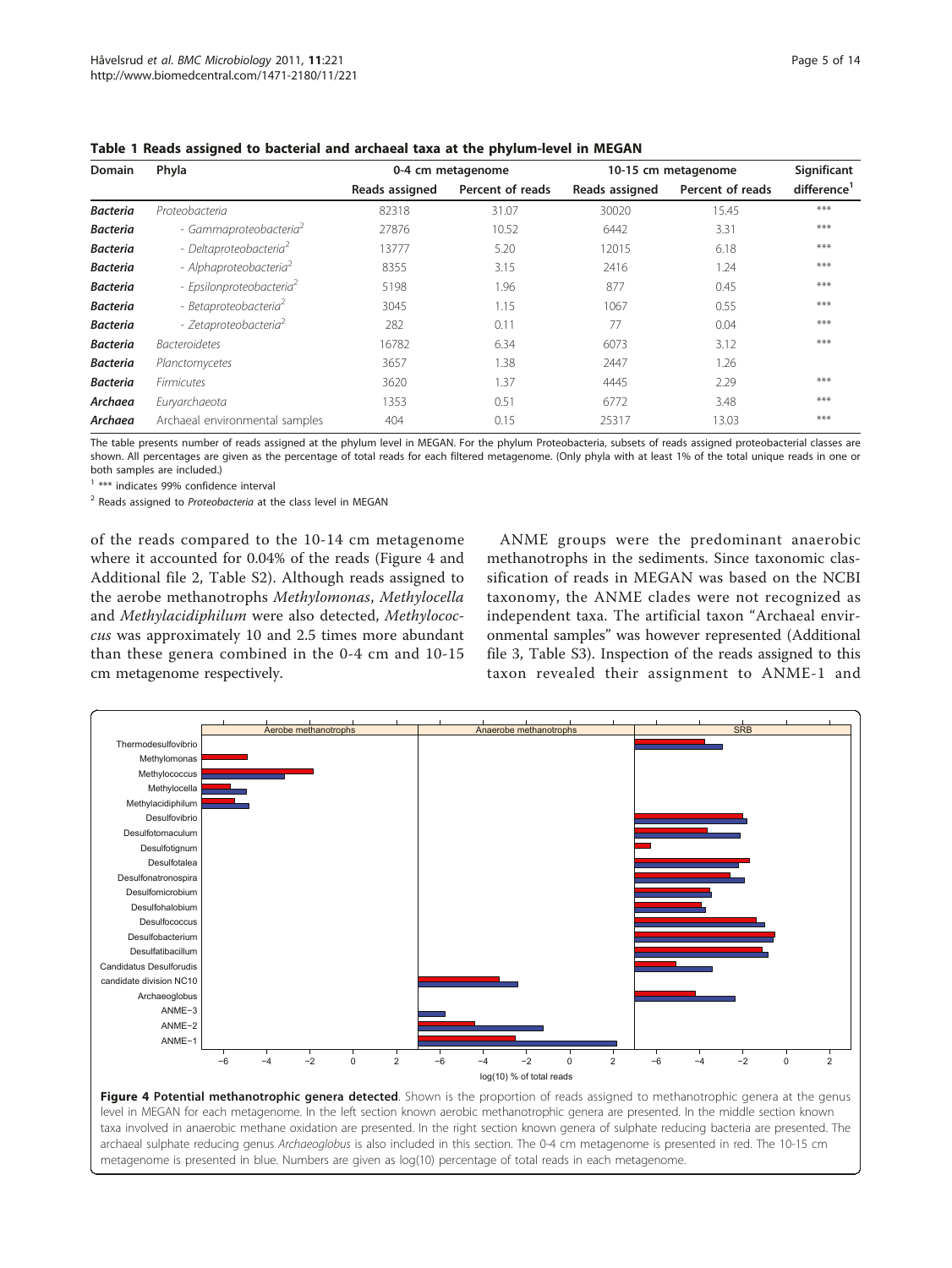**Table 1 Reads assigned to bacterial and archaeal taxa at the phylum-level in MEGAN**

| Domain | Phyla | 0-4 cm metagenome | | 10-15 cm metagenome | | Significant difference[1] |
|---|---|---|---|---|---|---|
| | | Reads assigned | Percent of reads | Reads assigned | Percent of reads | |
| *Bacteria* | *Proteobacteria* | 82318 | 31.07 | 30020 | 15.45 | *** |
| *Bacteria* | - *Gammaproteobacteria*[2] | 27876 | 10.52 | 6442 | 3.31 | *** |
| *Bacteria* | - *Deltaproteobacteria*[2] | 13777 | 5.20 | 12015 | 6.18 | *** |
| *Bacteria* | - *Alphaproteobacteria*[2] | 8355 | 3.15 | 2416 | 1.24 | *** |
| *Bacteria* | - *Epsilonproteobacteria*[2] | 5198 | 1.96 | 877 | 0.45 | *** |
| *Bacteria* | - *Betaproteobacteria*[2] | 3045 | 1.15 | 1067 | 0.55 | *** |
| *Bacteria* | - *Zetaproteobacteria*[2] | 282 | 0.11 | 77 | 0.04 | *** |
| *Bacteria* | *Bacteroidetes* | 16782 | 6.34 | 6073 | 3.12 | *** |
| *Bacteria* | *Planctomycetes* | 3657 | 1.38 | 2447 | 1.26 | |
| *Bacteria* | *Firmicutes* | 3620 | 1.37 | 4445 | 2.29 | *** |
| *Archaea* | *Euryarchaeota* | 1353 | 0.51 | 6772 | 3.48 | *** |
| *Archaea* | Archaeal environmental samples | 404 | 0.15 | 25317 | 13.03 | *** |

The table presents number of reads assigned at the phylum level in MEGAN. For the phylum Proteobacteria, subsets of reads assigned proteobacterial classes are shown. All percentages are given as the percentage of total reads for each filtered metagenome. (Only phyla with at least 1% of the total unique reads in one or both samples are included.)

[1] *** indicates 99% confidence interval

[2] Reads assigned to *Proteobacteria* at the class level in MEGAN

of the reads compared to the 10-14 cm metagenome where it accounted for 0.04% of the reads (Figure 4 and Additional file 2, Table S2). Although reads assigned to the aerobe methanotrophs *Methylomonas*, *Methylocella* and *Methylacidiphilum* were also detected, *Methylococcus* was approximately 10 and 2.5 times more abundant than these genera combined in the 0-4 cm and 10-15 cm metagenome respectively.

ANME groups were the predominant anaerobic methanotrophs in the sediments. Since taxonomic classification of reads in MEGAN was based on the NCBI taxonomy, the ANME clades were not recognized as independent taxa. The artificial taxon "Archaeal environmental samples" was however represented (Additional file 3, Table S3). Inspection of the reads assigned to this taxon revealed their assignment to ANME-1 and

**Figure 4 Potential methanotrophic genera detected**. Shown is the proportion of reads assigned to methanotrophic genera at the genus level in MEGAN for each metagenome. In the left section known aerobic methanotrophic genera are presented. In the middle section known taxa involved in anaerobic methane oxidation are presented. In the right section known genera of sulphate reducing bacteria are presented. The archaeal sulphate reducing genus *Archaeoglobus* is also included in this section. The 0-4 cm metagenome is presented in red. The 10-15 cm metagenome is presented in blue. Numbers are given as log(10) percentage of total reads in each metagenome.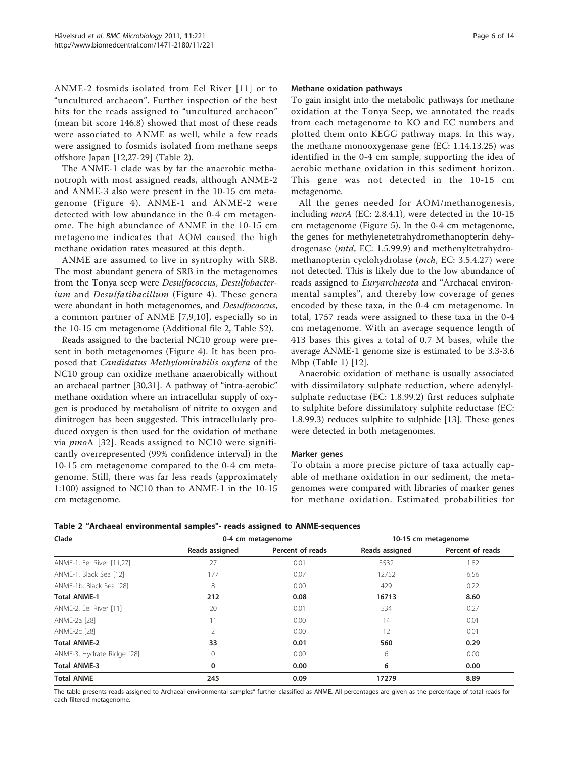ANME-2 fosmids isolated from Eel River [11] or to "uncultured archaeon". Further inspection of the best hits for the reads assigned to "uncultured archaeon" (mean bit score 146.8) showed that most of these reads were associated to ANME as well, while a few reads were assigned to fosmids isolated from methane seeps offshore Japan [12,27-29] (Table 2).

The ANME-1 clade was by far the anaerobic methanotroph with most assigned reads, although ANME-2 and ANME-3 also were present in the 10-15 cm metagenome (Figure 4). ANME-1 and ANME-2 were detected with low abundance in the 0-4 cm metagenome. The high abundance of ANME in the 10-15 cm metagenome indicates that AOM caused the high methane oxidation rates measured at this depth.

ANME are assumed to live in syntrophy with SRB. The most abundant genera of SRB in the metagenomes from the Tonya seep were *Desulfococcus*, *Desulfobacterium* and *Desulfatibacillum* (Figure 4). These genera were abundant in both metagenomes, and *Desulfococcus*, a common partner of ANME [7,9,10], especially so in the 10-15 cm metagenome (Additional file 2, Table S2).

Reads assigned to the bacterial NC10 group were present in both metagenomes (Figure 4). It has been proposed that *Candidatus Methylomirabilis oxyfera* of the NC10 group can oxidize methane anaerobically without an archaeal partner [30,31]. A pathway of "intra-aerobic" methane oxidation where an intracellular supply of oxygen is produced by metabolism of nitrite to oxygen and dinitrogen has been suggested. This intracellularly produced oxygen is then used for the oxidation of methane via *pmo*A [32]. Reads assigned to NC10 were significantly overrepresented (99% confidence interval) in the 10-15 cm metagenome compared to the 0-4 cm metagenome. Still, there was far less reads (approximately 1:100) assigned to NC10 than to ANME-1 in the 10-15 cm metagenome.

### Methane oxidation pathways

To gain insight into the metabolic pathways for methane oxidation at the Tonya Seep, we annotated the reads from each metagenome to KO and EC numbers and plotted them onto KEGG pathway maps. In this way, the methane monooxygenase gene (EC: 1.14.13.25) was identified in the 0-4 cm sample, supporting the idea of aerobic methane oxidation in this sediment horizon. This gene was not detected in the 10-15 cm metagenome.

All the genes needed for AOM/methanogenesis, including *mcrA* (EC: 2.8.4.1), were detected in the 10-15 cm metagenome (Figure 5). In the 0-4 cm metagenome, the genes for methylenetetrahydromethanopterin dehydrogenase (*mtd*, EC: 1.5.99.9) and methenyltetrahydromethanopterin cyclohydrolase (*mch*, EC: 3.5.4.27) were not detected. This is likely due to the low abundance of reads assigned to *Euryarchaeota* and "Archaeal environmental samples", and thereby low coverage of genes encoded by these taxa, in the 0-4 cm metagenome. In total, 1757 reads were assigned to these taxa in the 0-4 cm metagenome. With an average sequence length of 413 bases this gives a total of 0.7 M bases, while the average ANME-1 genome size is estimated to be 3.3-3.6 Mbp (Table 1) [12].

Anaerobic oxidation of methane is usually associated with dissimilatory sulphate reduction, where adenylylsulphate reductase (EC: 1.8.99.2) first reduces sulphate to sulphite before dissimilatory sulphite reductase (EC: 1.8.99.3) reduces sulphite to sulphide [13]. These genes were detected in both metagenomes.

### Marker genes

To obtain a more precise picture of taxa actually capable of methane oxidation in our sediment, the metagenomes were compared with libraries of marker genes for methane oxidation. Estimated probabilities for

**Table 2 "Archaeal environmental samples"- reads assigned to ANME-sequences**

| Clade | 0-4 cm metagenome | | 10-15 cm metagenome | |
|---|---|---|---|---|
| | Reads assigned | Percent of reads | Reads assigned | Percent of reads |
| ANME-1, Eel River [11,27] | 27 | 0.01 | 3532 | 1.82 |
| ANME-1, Black Sea [12] | 177 | 0.07 | 12752 | 6.56 |
| ANME-1b, Black Sea [28] | 8 | 0.00 | 429 | 0.22 |
| **Total ANME-1** | **212** | **0.08** | **16713** | **8.60** |
| ANME-2, Eel River [11] | 20 | 0.01 | 534 | 0.27 |
| ANME-2a [28] | 11 | 0.00 | 14 | 0.01 |
| ANME-2c [28] | 2 | 0.00 | 12 | 0.01 |
| **Total ANME-2** | **33** | **0.01** | **560** | **0.29** |
| ANME-3, Hydrate Ridge [28] | 0 | 0.00 | 6 | 0.00 |
| **Total ANME-3** | **0** | **0.00** | **6** | **0.00** |
| **Total ANME** | **245** | **0.09** | **17279** | **8.89** |

The table presents reads assigned to Archaeal environmental samples" further classified as ANME. All percentages are given as the percentage of total reads for each filtered metagenome.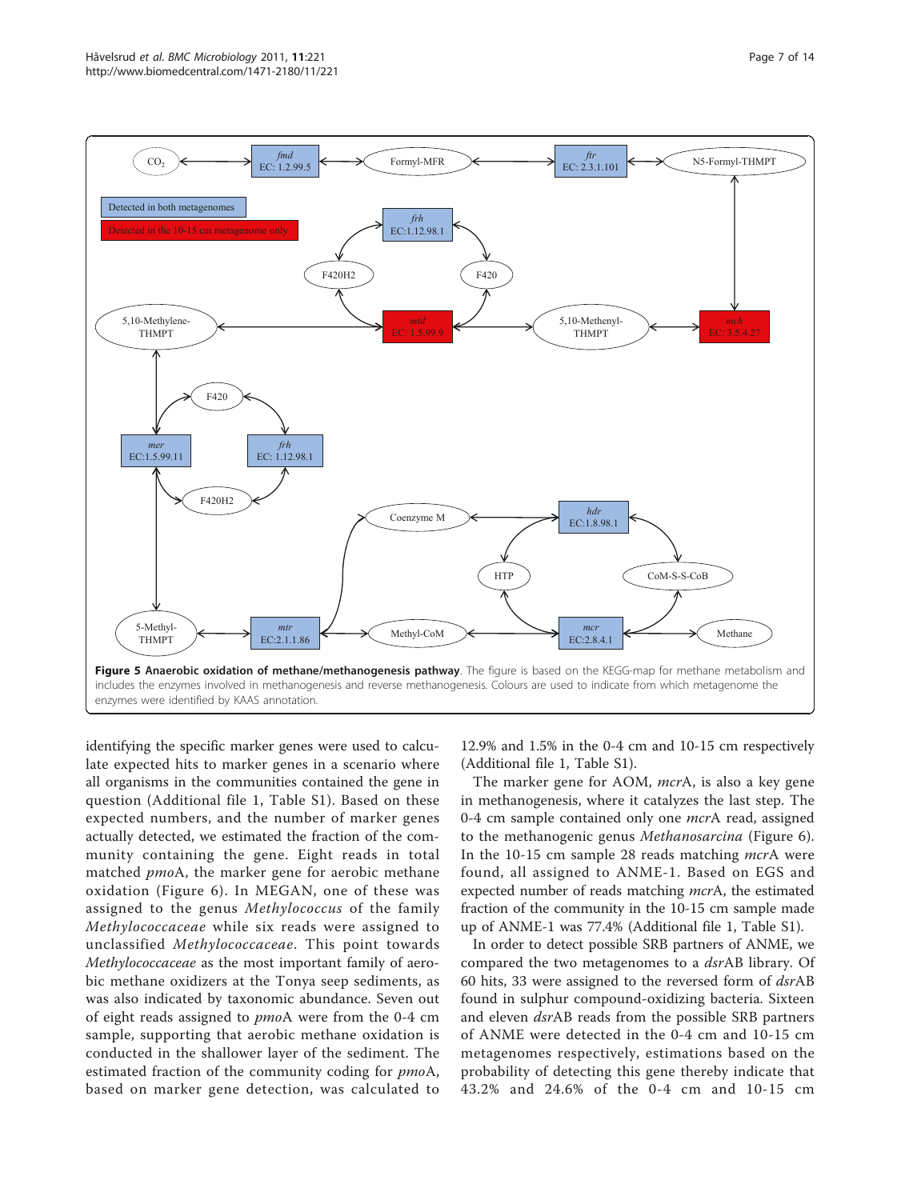**Figure 5 Anaerobic oxidation of methane/methanogenesis pathway**. The figure is based on the KEGG-map for methane metabolism and includes the enzymes involved in methanogenesis and reverse methanogenesis. Colours are used to indicate from which metagenome the enzymes were identified by KAAS annotation.

identifying the specific marker genes were used to calculate expected hits to marker genes in a scenario where all organisms in the communities contained the gene in question (Additional file 1, Table S1). Based on these expected numbers, and the number of marker genes actually detected, we estimated the fraction of the community containing the gene. Eight reads in total matched *pmo*A, the marker gene for aerobic methane oxidation (Figure 6). In MEGAN, one of these was assigned to the genus *Methylococcus* of the family *Methylococcaceae* while six reads were assigned to unclassified *Methylococcaceae*. This point towards *Methylococcaceae* as the most important family of aerobic methane oxidizers at the Tonya seep sediments, as was also indicated by taxonomic abundance. Seven out of eight reads assigned to *pmo*A were from the 0-4 cm sample, supporting that aerobic methane oxidation is conducted in the shallower layer of the sediment. The estimated fraction of the community coding for *pmo*A, based on marker gene detection, was calculated to 12.9% and 1.5% in the 0-4 cm and 10-15 cm respectively (Additional file 1, Table S1).

The marker gene for AOM, *mcr*A, is also a key gene in methanogenesis, where it catalyzes the last step. The 0-4 cm sample contained only one *mcr*A read, assigned to the methanogenic genus *Methanosarcina* (Figure 6). In the 10-15 cm sample 28 reads matching *mcr*A were found, all assigned to ANME-1. Based on EGS and expected number of reads matching *mcr*A, the estimated fraction of the community in the 10-15 cm sample made up of ANME-1 was 77.4% (Additional file 1, Table S1).

In order to detect possible SRB partners of ANME, we compared the two metagenomes to a *dsr*AB library. Of 60 hits, 33 were assigned to the reversed form of *dsr*AB found in sulphur compound-oxidizing bacteria. Sixteen and eleven *dsr*AB reads from the possible SRB partners of ANME were detected in the 0-4 cm and 10-15 cm metagenomes respectively, estimations based on the probability of detecting this gene thereby indicate that 43.2% and 24.6% of the 0-4 cm and 10-15 cm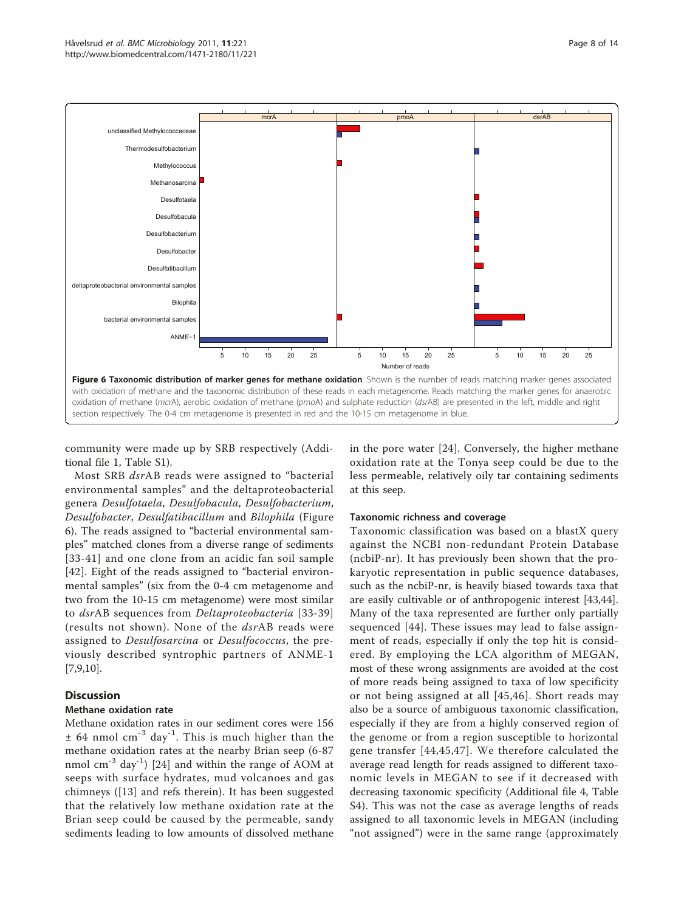Figure 6 Taxonomic distribution of marker genes for methane oxidation. Shown is the number of reads matching marker genes associated with oxidation of methane and the taxonomic distribution of these reads in each metagenome. Reads matching the marker genes for anaerobic oxidation of methane (*mcr*A), aerobic oxidation of methane (*pmo*A) and sulphate reduction (*dsr*AB) are presented in the left, middle and right section respectively. The 0-4 cm metagenome is presented in red and the 10-15 cm metagenome in blue.

community were made up by SRB respectively (Additional file 1, Table S1).

Most SRB *dsr*AB reads were assigned to "bacterial environmental samples" and the deltaproteobacterial genera *Desulfotaela*, *Desulfobacula*, *Desulfobacterium*, *Desulfobacter*, *Desulfatibacillum* and *Bilophila* (Figure 6). The reads assigned to "bacterial environmental samples" matched clones from a diverse range of sediments [33-41] and one clone from an acidic fan soil sample [42]. Eight of the reads assigned to "bacterial environmental samples" (six from the 0-4 cm metagenome and two from the 10-15 cm metagenome) were most similar to *dsr*AB sequences from *Deltaproteobacteria* [33-39] (results not shown). None of the *dsr*AB reads were assigned to *Desulfosarcina* or *Desulfococcus*, the previously described syntrophic partners of ANME-1 [7,9,10].

## Discussion

### Methane oxidation rate

Methane oxidation rates in our sediment cores were 156 $\pm$ 64 nmol cm$^{-3}$ day$^{-1}$. This is much higher than the methane oxidation rates at the nearby Brian seep (6-87 nmol cm$^{-3}$ day$^{-1}$) [24] and within the range of AOM at seeps with surface hydrates, mud volcanoes and gas chimneys ([13] and refs therein). It has been suggested that the relatively low methane oxidation rate at the Brian seep could be caused by the permeable, sandy sediments leading to low amounts of dissolved methane in the pore water [24]. Conversely, the higher methane oxidation rate at the Tonya seep could be due to the less permeable, relatively oily tar containing sediments at this seep.

### Taxonomic richness and coverage

Taxonomic classification was based on a blastX query against the NCBI non-redundant Protein Database (ncbiP-nr). It has previously been shown that the prokaryotic representation in public sequence databases, such as the ncbiP-nr, is heavily biased towards taxa that are easily cultivable or of anthropogenic interest [43,44]. Many of the taxa represented are further only partially sequenced [44]. These issues may lead to false assignment of reads, especially if only the top hit is considered. By employing the LCA algorithm of MEGAN, most of these wrong assignments are avoided at the cost of more reads being assigned to taxa of low specificity or not being assigned at all [45,46]. Short reads may also be a source of ambiguous taxonomic classification, especially if they are from a highly conserved region of the genome or from a region susceptible to horizontal gene transfer [44,45,47]. We therefore calculated the average read length for reads assigned to different taxonomic levels in MEGAN to see if it decreased with decreasing taxonomic specificity (Additional file 4, Table S4). This was not the case as average lengths of reads assigned to all taxonomic levels in MEGAN (including "not assigned") were in the same range (approximately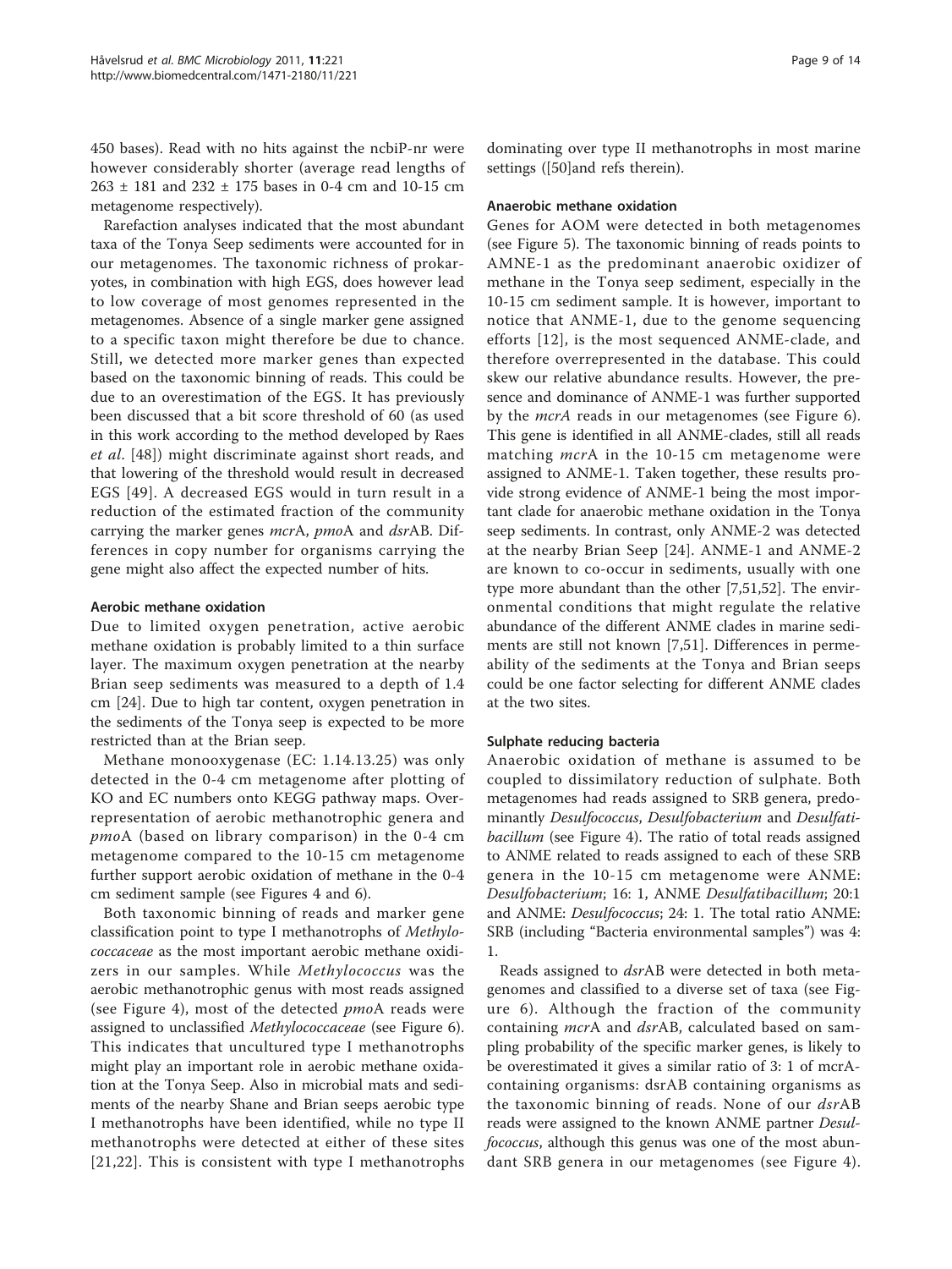450 bases). Read with no hits against the ncbiP-nr were however considerably shorter (average read lengths of 263 ± 181 and 232 ± 175 bases in 0-4 cm and 10-15 cm metagenome respectively).

Rarefaction analyses indicated that the most abundant taxa of the Tonya Seep sediments were accounted for in our metagenomes. The taxonomic richness of prokaryotes, in combination with high EGS, does however lead to low coverage of most genomes represented in the metagenomes. Absence of a single marker gene assigned to a specific taxon might therefore be due to chance. Still, we detected more marker genes than expected based on the taxonomic binning of reads. This could be due to an overestimation of the EGS. It has previously been discussed that a bit score threshold of 60 (as used in this work according to the method developed by Raes *et al*. [48]) might discriminate against short reads, and that lowering of the threshold would result in decreased EGS [49]. A decreased EGS would in turn result in a reduction of the estimated fraction of the community carrying the marker genes *mcr*A, *pmo*A and *dsr*AB. Differences in copy number for organisms carrying the gene might also affect the expected number of hits.

#### Aerobic methane oxidation

Due to limited oxygen penetration, active aerobic methane oxidation is probably limited to a thin surface layer. The maximum oxygen penetration at the nearby Brian seep sediments was measured to a depth of 1.4 cm [24]. Due to high tar content, oxygen penetration in the sediments of the Tonya seep is expected to be more restricted than at the Brian seep.

Methane monooxygenase (EC: 1.14.13.25) was only detected in the 0-4 cm metagenome after plotting of KO and EC numbers onto KEGG pathway maps. Overrepresentation of aerobic methanotrophic genera and *pmo*A (based on library comparison) in the 0-4 cm metagenome compared to the 10-15 cm metagenome further support aerobic oxidation of methane in the 0-4 cm sediment sample (see Figures 4 and 6).

Both taxonomic binning of reads and marker gene classification point to type I methanotrophs of *Methylococcaceae* as the most important aerobic methane oxidizers in our samples. While *Methylococcus* was the aerobic methanotrophic genus with most reads assigned (see Figure 4), most of the detected *pmo*A reads were assigned to unclassified *Methylococcaceae* (see Figure 6). This indicates that uncultured type I methanotrophs might play an important role in aerobic methane oxidation at the Tonya Seep. Also in microbial mats and sediments of the nearby Shane and Brian seeps aerobic type I methanotrophs have been identified, while no type II methanotrophs were detected at either of these sites [21,22]. This is consistent with type I methanotrophs dominating over type II methanotrophs in most marine settings ([50]and refs therein).

#### Anaerobic methane oxidation

Genes for AOM were detected in both metagenomes (see Figure 5). The taxonomic binning of reads points to AMNE-1 as the predominant anaerobic oxidizer of methane in the Tonya seep sediment, especially in the 10-15 cm sediment sample. It is however, important to notice that ANME-1, due to the genome sequencing efforts [12], is the most sequenced ANME-clade, and therefore overrepresented in the database. This could skew our relative abundance results. However, the presence and dominance of ANME-1 was further supported by the *mcrA* reads in our metagenomes (see Figure 6). This gene is identified in all ANME-clades, still all reads matching *mcr*A in the 10-15 cm metagenome were assigned to ANME-1. Taken together, these results provide strong evidence of ANME-1 being the most important clade for anaerobic methane oxidation in the Tonya seep sediments. In contrast, only ANME-2 was detected at the nearby Brian Seep [24]. ANME-1 and ANME-2 are known to co-occur in sediments, usually with one type more abundant than the other [7,51,52]. The environmental conditions that might regulate the relative abundance of the different ANME clades in marine sediments are still not known [7,51]. Differences in permeability of the sediments at the Tonya and Brian seeps could be one factor selecting for different ANME clades at the two sites.

#### Sulphate reducing bacteria

Anaerobic oxidation of methane is assumed to be coupled to dissimilatory reduction of sulphate. Both metagenomes had reads assigned to SRB genera, predominantly *Desulfococcus*, *Desulfobacterium* and *Desulfatibacillum* (see Figure 4). The ratio of total reads assigned to ANME related to reads assigned to each of these SRB genera in the 10-15 cm metagenome were ANME: *Desulfobacterium*; 16: 1, ANME *Desulfatibacillum*; 20:1 and ANME: *Desulfococcus*; 24: 1. The total ratio ANME: SRB (including "Bacteria environmental samples") was 4: 1.

Reads assigned to *dsr*AB were detected in both metagenomes and classified to a diverse set of taxa (see Figure 6). Although the fraction of the community containing *mcr*A and *dsr*AB, calculated based on sampling probability of the specific marker genes, is likely to be overestimated it gives a similar ratio of 3: 1 of mcrA-containing organisms: dsrAB containing organisms as the taxonomic binning of reads. None of our *dsr*AB reads were assigned to the known ANME partner *Desulfococcus*, although this genus was one of the most abundant SRB genera in our metagenomes (see Figure 4).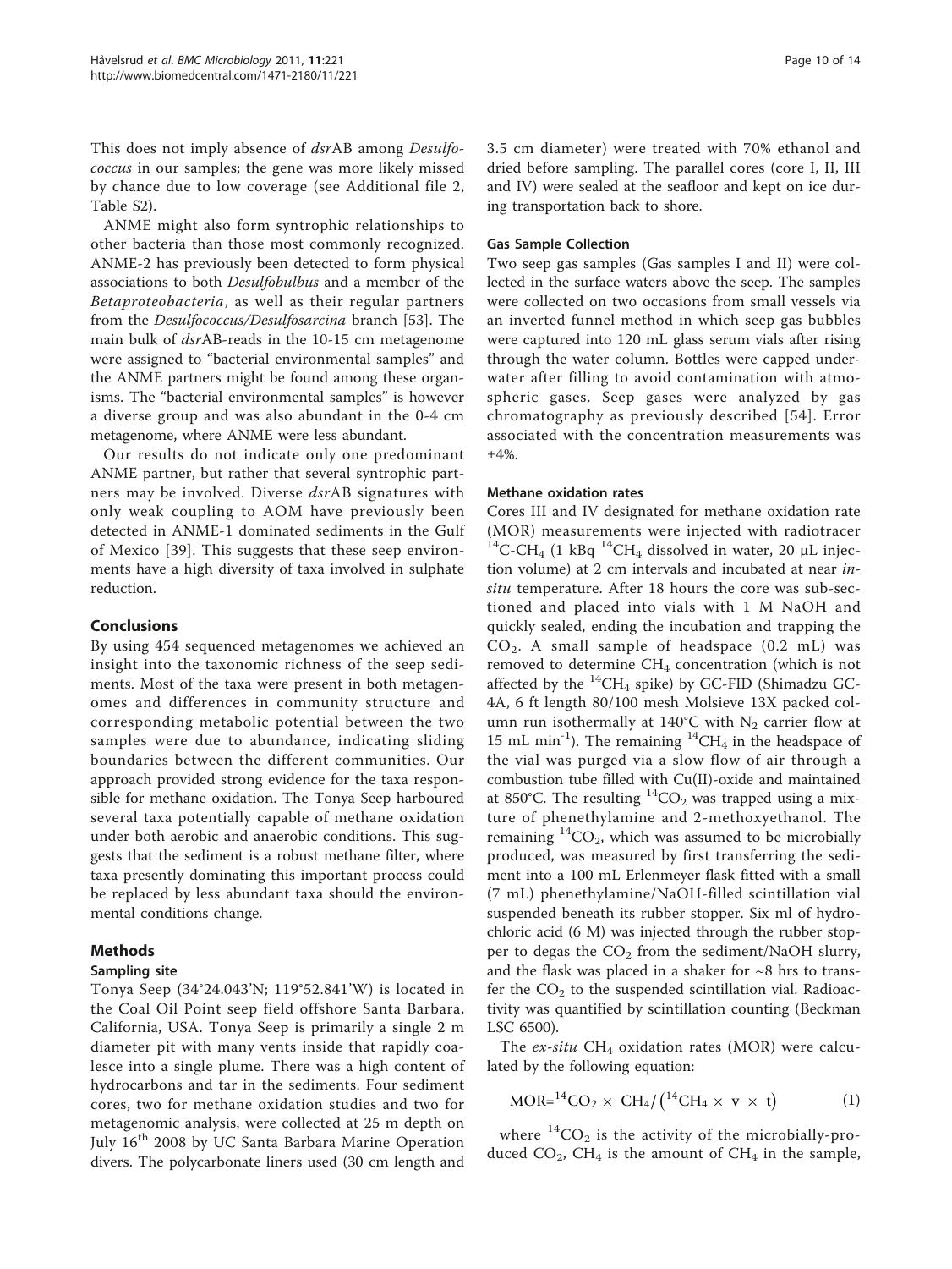This does not imply absence of *dsr*AB among *Desulfococcus* in our samples; the gene was more likely missed by chance due to low coverage (see Additional file 2, Table S2).

ANME might also form syntrophic relationships to other bacteria than those most commonly recognized. ANME-2 has previously been detected to form physical associations to both *Desulfobulbus* and a member of the *Betaproteobacteria*, as well as their regular partners from the *Desulfococcus/Desulfosarcina* branch [53]. The main bulk of *dsr*AB-reads in the 10-15 cm metagenome were assigned to "bacterial environmental samples" and the ANME partners might be found among these organisms. The "bacterial environmental samples" is however a diverse group and was also abundant in the 0-4 cm metagenome, where ANME were less abundant.

Our results do not indicate only one predominant ANME partner, but rather that several syntrophic partners may be involved. Diverse *dsr*AB signatures with only weak coupling to AOM have previously been detected in ANME-1 dominated sediments in the Gulf of Mexico [39]. This suggests that these seep environments have a high diversity of taxa involved in sulphate reduction.

## Conclusions

By using 454 sequenced metagenomes we achieved an insight into the taxonomic richness of the seep sediments. Most of the taxa were present in both metagenomes and differences in community structure and corresponding metabolic potential between the two samples were due to abundance, indicating sliding boundaries between the different communities. Our approach provided strong evidence for the taxa responsible for methane oxidation. The Tonya Seep harboured several taxa potentially capable of methane oxidation under both aerobic and anaerobic conditions. This suggests that the sediment is a robust methane filter, where taxa presently dominating this important process could be replaced by less abundant taxa should the environmental conditions change.

## Methods

### Sampling site

Tonya Seep (34°24.043'N; 119°52.841'W) is located in the Coal Oil Point seep field offshore Santa Barbara, California, USA. Tonya Seep is primarily a single 2 m diameter pit with many vents inside that rapidly coalesce into a single plume. There was a high content of hydrocarbons and tar in the sediments. Four sediment cores, two for methane oxidation studies and two for metagenomic analysis, were collected at 25 m depth on July 16th 2008 by UC Santa Barbara Marine Operation divers. The polycarbonate liners used (30 cm length and 3.5 cm diameter) were treated with 70% ethanol and dried before sampling. The parallel cores (core I, II, III and IV) were sealed at the seafloor and kept on ice during transportation back to shore.

### Gas Sample Collection

Two seep gas samples (Gas samples I and II) were collected in the surface waters above the seep. The samples were collected on two occasions from small vessels via an inverted funnel method in which seep gas bubbles were captured into 120 mL glass serum vials after rising through the water column. Bottles were capped underwater after filling to avoid contamination with atmospheric gases. Seep gases were analyzed by gas chromatography as previously described [54]. Error associated with the concentration measurements was ±4%.

### Methane oxidation rates

Cores III and IV designated for methane oxidation rate (MOR) measurements were injected with radiotracer $^{14}C$-$CH_4$ (1 kBq $^{14}CH_4$ dissolved in water, 20 μL injection volume) at 2 cm intervals and incubated at near *in-situ* temperature. After 18 hours the core was sub-sectioned and placed into vials with 1 M NaOH and quickly sealed, ending the incubation and trapping the $CO_2$. A small sample of headspace (0.2 mL) was removed to determine $CH_4$ concentration (which is not affected by the $^{14}CH_4$ spike) by GC-FID (Shimadzu GC-4A, 6 ft length 80/100 mesh Molsieve 13X packed column run isothermally at 140°C with $N_2$ carrier flow at 15 mL $min^{-1}$). The remaining $^{14}CH_4$ in the headspace of the vial was purged via a slow flow of air through a combustion tube filled with Cu(II)-oxide and maintained at 850°C. The resulting $^{14}CO_2$ was trapped using a mixture of phenethylamine and 2-methoxyethanol. The remaining $^{14}CO_2$, which was assumed to be microbially produced, was measured by first transferring the sediment into a 100 mL Erlenmeyer flask fitted with a small (7 mL) phenethylamine/NaOH-filled scintillation vial suspended beneath its rubber stopper. Six ml of hydrochloric acid (6 M) was injected through the rubber stopper to degas the $CO_2$ from the sediment/NaOH slurry, and the flask was placed in a shaker for ~8 hrs to transfer the $CO_2$ to the suspended scintillation vial. Radioactivity was quantified by scintillation counting (Beckman LSC 6500).

The *ex-situ* $CH_4$ oxidation rates (MOR) were calculated by the following equation:

$$\text{MOR} = {}^{14}CO_2 \times CH_4 / \left({}^{14}CH_4 \times v \times t\right) \quad (1)$$

where $^{14}CO_2$ is the activity of the microbially-produced $CO_2$, $CH_4$ is the amount of $CH_4$ in the sample,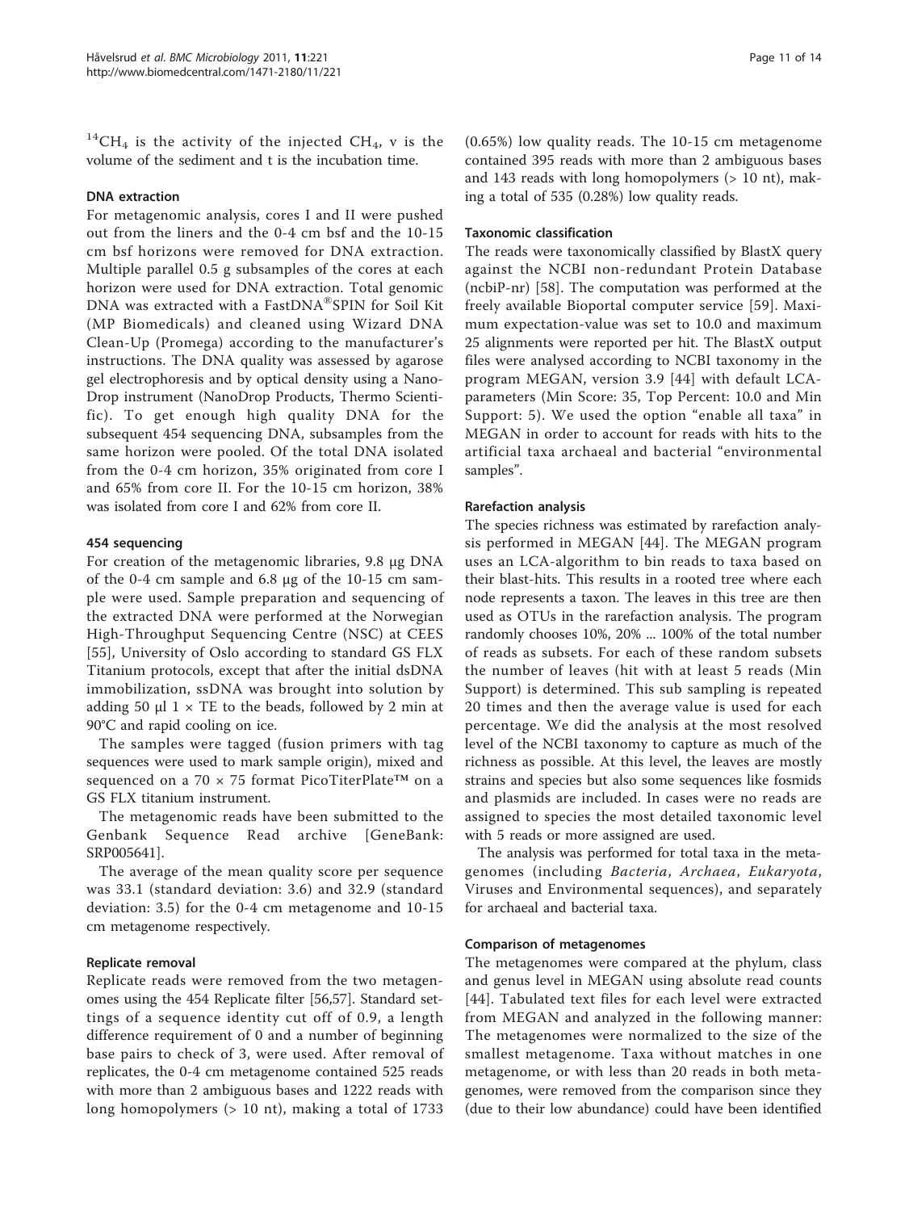$^{14}CH_4$ is the activity of the injected $CH_4$, v is the volume of the sediment and t is the incubation time.

#### DNA extraction

For metagenomic analysis, cores I and II were pushed out from the liners and the 0-4 cm bsf and the 10-15 cm bsf horizons were removed for DNA extraction. Multiple parallel 0.5 g subsamples of the cores at each horizon were used for DNA extraction. Total genomic DNA was extracted with a FastDNA®SPIN for Soil Kit (MP Biomedicals) and cleaned using Wizard DNA Clean-Up (Promega) according to the manufacturer's instructions. The DNA quality was assessed by agarose gel electrophoresis and by optical density using a NanoDrop instrument (NanoDrop Products, Thermo Scientific). To get enough high quality DNA for the subsequent 454 sequencing DNA, subsamples from the same horizon were pooled. Of the total DNA isolated from the 0-4 cm horizon, 35% originated from core I and 65% from core II. For the 10-15 cm horizon, 38% was isolated from core I and 62% from core II.

#### 454 sequencing

For creation of the metagenomic libraries, 9.8 μg DNA of the 0-4 cm sample and 6.8 μg of the 10-15 cm sample were used. Sample preparation and sequencing of the extracted DNA were performed at the Norwegian High-Throughput Sequencing Centre (NSC) at CEES [55], University of Oslo according to standard GS FLX Titanium protocols, except that after the initial dsDNA immobilization, ssDNA was brought into solution by adding 50 μl 1 × TE to the beads, followed by 2 min at 90°C and rapid cooling on ice.

The samples were tagged (fusion primers with tag sequences were used to mark sample origin), mixed and sequenced on a 70 × 75 format PicoTiterPlate™ on a GS FLX titanium instrument.

The metagenomic reads have been submitted to the Genbank Sequence Read archive [GeneBank: SRP005641].

The average of the mean quality score per sequence was 33.1 (standard deviation: 3.6) and 32.9 (standard deviation: 3.5) for the 0-4 cm metagenome and 10-15 cm metagenome respectively.

#### Replicate removal

Replicate reads were removed from the two metagenomes using the 454 Replicate filter [56,57]. Standard settings of a sequence identity cut off of 0.9, a length difference requirement of 0 and a number of beginning base pairs to check of 3, were used. After removal of replicates, the 0-4 cm metagenome contained 525 reads with more than 2 ambiguous bases and 1222 reads with long homopolymers (> 10 nt), making a total of 1733 (0.65%) low quality reads. The 10-15 cm metagenome contained 395 reads with more than 2 ambiguous bases and 143 reads with long homopolymers (> 10 nt), making a total of 535 (0.28%) low quality reads.

#### Taxonomic classification

The reads were taxonomically classified by BlastX query against the NCBI non-redundant Protein Database (ncbiP-nr) [58]. The computation was performed at the freely available Bioportal computer service [59]. Maximum expectation-value was set to 10.0 and maximum 25 alignments were reported per hit. The BlastX output files were analysed according to NCBI taxonomy in the program MEGAN, version 3.9 [44] with default LCA-parameters (Min Score: 35, Top Percent: 10.0 and Min Support: 5). We used the option "enable all taxa" in MEGAN in order to account for reads with hits to the artificial taxa archaeal and bacterial "environmental samples".

#### Rarefaction analysis

The species richness was estimated by rarefaction analysis performed in MEGAN [44]. The MEGAN program uses an LCA-algorithm to bin reads to taxa based on their blast-hits. This results in a rooted tree where each node represents a taxon. The leaves in this tree are then used as OTUs in the rarefaction analysis. The program randomly chooses 10%, 20% ... 100% of the total number of reads as subsets. For each of these random subsets the number of leaves (hit with at least 5 reads (Min Support) is determined. This sub sampling is repeated 20 times and then the average value is used for each percentage. We did the analysis at the most resolved level of the NCBI taxonomy to capture as much of the richness as possible. At this level, the leaves are mostly strains and species but also some sequences like fosmids and plasmids are included. In cases were no reads are assigned to species the most detailed taxonomic level with 5 reads or more assigned are used.

The analysis was performed for total taxa in the metagenomes (including *Bacteria*, *Archaea*, *Eukaryota*, Viruses and Environmental sequences), and separately for archaeal and bacterial taxa.

#### Comparison of metagenomes

The metagenomes were compared at the phylum, class and genus level in MEGAN using absolute read counts [44]. Tabulated text files for each level were extracted from MEGAN and analyzed in the following manner: The metagenomes were normalized to the size of the smallest metagenome. Taxa without matches in one metagenome, or with less than 20 reads in both metagenomes, were removed from the comparison since they (due to their low abundance) could have been identified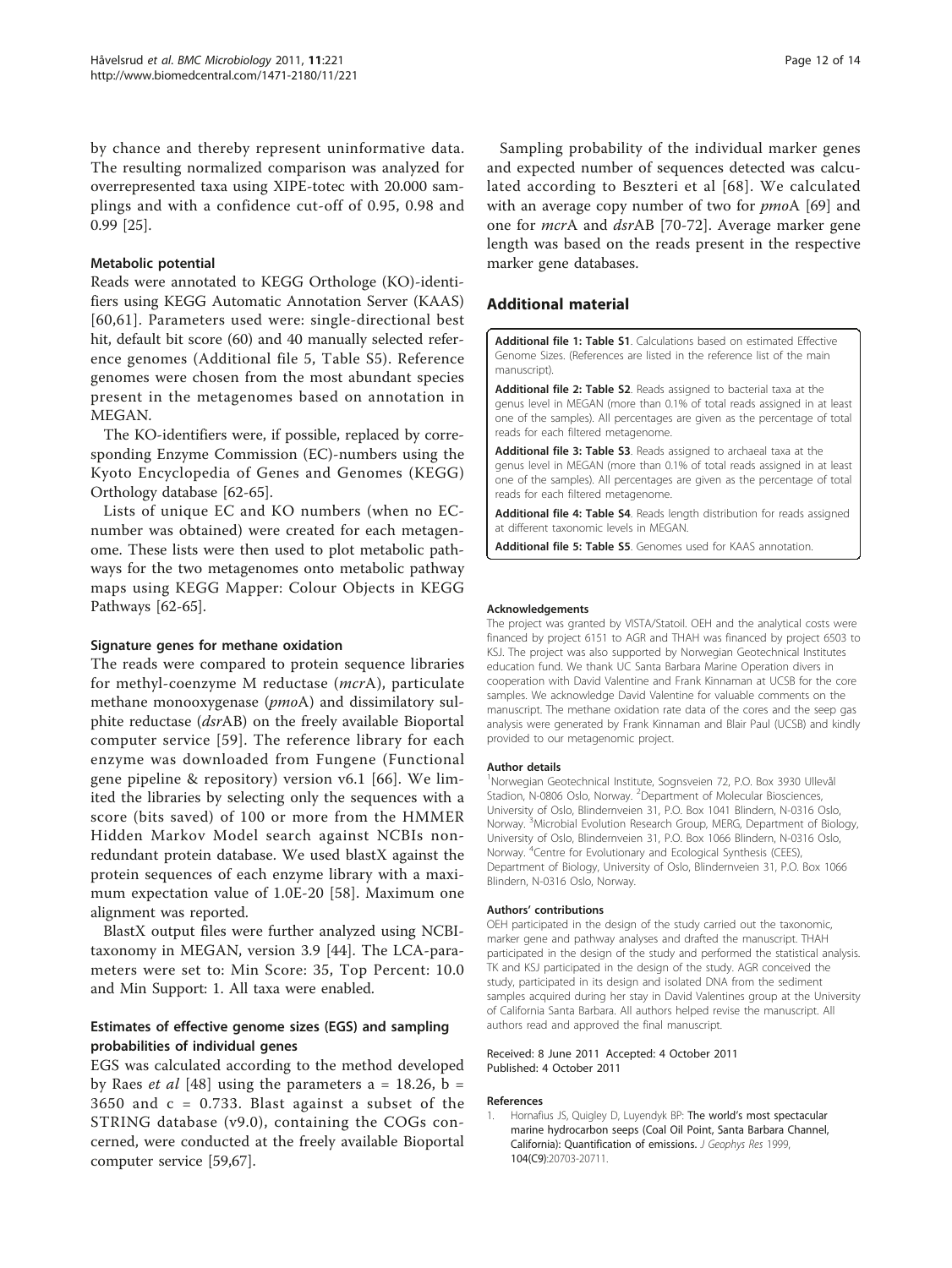by chance and thereby represent uninformative data. The resulting normalized comparison was analyzed for overrepresented taxa using XIPE-totec with 20.000 samplings and with a confidence cut-off of 0.95, 0.98 and 0.99 [25].

### Metabolic potential

Reads were annotated to KEGG Orthologe (KO)-identifiers using KEGG Automatic Annotation Server (KAAS) [60,61]. Parameters used were: single-directional best hit, default bit score (60) and 40 manually selected reference genomes (Additional file 5, Table S5). Reference genomes were chosen from the most abundant species present in the metagenomes based on annotation in MEGAN.

The KO-identifiers were, if possible, replaced by corresponding Enzyme Commission (EC)-numbers using the Kyoto Encyclopedia of Genes and Genomes (KEGG) Orthology database [62-65].

Lists of unique EC and KO numbers (when no EC-number was obtained) were created for each metagenome. These lists were then used to plot metabolic pathways for the two metagenomes onto metabolic pathway maps using KEGG Mapper: Colour Objects in KEGG Pathways [62-65].

### Signature genes for methane oxidation

The reads were compared to protein sequence libraries for methyl-coenzyme M reductase (*mcr*A), particulate methane monooxygenase (*pmo*A) and dissimilatory sulphite reductase (*dsr*AB) on the freely available Bioportal computer service [59]. The reference library for each enzyme was downloaded from Fungene (Functional gene pipeline & repository) version v6.1 [66]. We limited the libraries by selecting only the sequences with a score (bits saved) of 100 or more from the HMMER Hidden Markov Model search against NCBIs non-redundant protein database. We used blastX against the protein sequences of each enzyme library with a maximum expectation value of 1.0E-20 [58]. Maximum one alignment was reported.

BlastX output files were further analyzed using NCBI-taxonomy in MEGAN, version 3.9 [44]. The LCA-parameters were set to: Min Score: 35, Top Percent: 10.0 and Min Support: 1. All taxa were enabled.

### Estimates of effective genome sizes (EGS) and sampling probabilities of individual genes

EGS was calculated according to the method developed by Raes *et al* [48] using the parameters a = 18.26, b = 3650 and c = 0.733. Blast against a subset of the STRING database (v9.0), containing the COGs concerned, were conducted at the freely available Bioportal computer service [59,67].

Sampling probability of the individual marker genes and expected number of sequences detected was calculated according to Beszteri et al [68]. We calculated with an average copy number of two for *pmo*A [69] and one for *mcr*A and *dsr*AB [70-72]. Average marker gene length was based on the reads present in the respective marker gene databases.

## Additional material

**Additional file 1: Table S1**. Calculations based on estimated Effective Genome Sizes. (References are listed in the reference list of the main manuscript).

**Additional file 2: Table S2**. Reads assigned to bacterial taxa at the genus level in MEGAN (more than 0.1% of total reads assigned in at least one of the samples). All percentages are given as the percentage of total reads for each filtered metagenome.

**Additional file 3: Table S3**. Reads assigned to archaeal taxa at the genus level in MEGAN (more than 0.1% of total reads assigned in at least one of the samples). All percentages are given as the percentage of total reads for each filtered metagenome.

**Additional file 4: Table S4**. Reads length distribution for reads assigned at different taxonomic levels in MEGAN.

**Additional file 5: Table S5**. Genomes used for KAAS annotation.

#### Acknowledgements

The project was granted by VISTA/Statoil. OEH and the analytical costs were financed by project 6151 to AGR and THAH was financed by project 6503 to KSJ. The project was also supported by Norwegian Geotechnical Institutes education fund. We thank UC Santa Barbara Marine Operation divers in cooperation with David Valentine and Frank Kinnaman at UCSB for the core samples. We acknowledge David Valentine for valuable comments on the manuscript. The methane oxidation rate data of the cores and the seep gas analysis were generated by Frank Kinnaman and Blair Paul (UCSB) and kindly provided to our metagenomic project.

#### Author details

[1]Norwegian Geotechnical Institute, Sognsveien 72, P.O. Box 3930 Ullevål Stadion, N-0806 Oslo, Norway. [2]Department of Molecular Biosciences, University of Oslo, Blindernveien 31, P.O. Box 1041 Blindern, N-0316 Oslo, Norway. [3]Microbial Evolution Research Group, MERG, Department of Biology, University of Oslo, Blindernveien 31, P.O. Box 1066 Blindern, N-0316 Oslo, Norway. [4]Centre for Evolutionary and Ecological Synthesis (CEES), Department of Biology, University of Oslo, Blindernveien 31, P.O. Box 1066 Blindern, N-0316 Oslo, Norway.

#### Authors' contributions

OEH participated in the design of the study carried out the taxonomic, marker gene and pathway analyses and drafted the manuscript. THAH participated in the design of the study and performed the statistical analysis. TK and KSJ participated in the design of the study. AGR conceived the study, participated in its design and isolated DNA from the sediment samples acquired during her stay in David Valentines group at the University of California Santa Barbara. All authors helped revise the manuscript. All authors read and approved the final manuscript.

Received: 8 June 2011 Accepted: 4 October 2011
Published: 4 October 2011

#### References

1. Hornafius JS, Quigley D, Luyendyk BP: **The world's most spectacular marine hydrocarbon seeps (Coal Oil Point, Santa Barbara Channel, California): Quantification of emissions.** *J Geophys Res* 1999, **104(C9)**:20703-20711.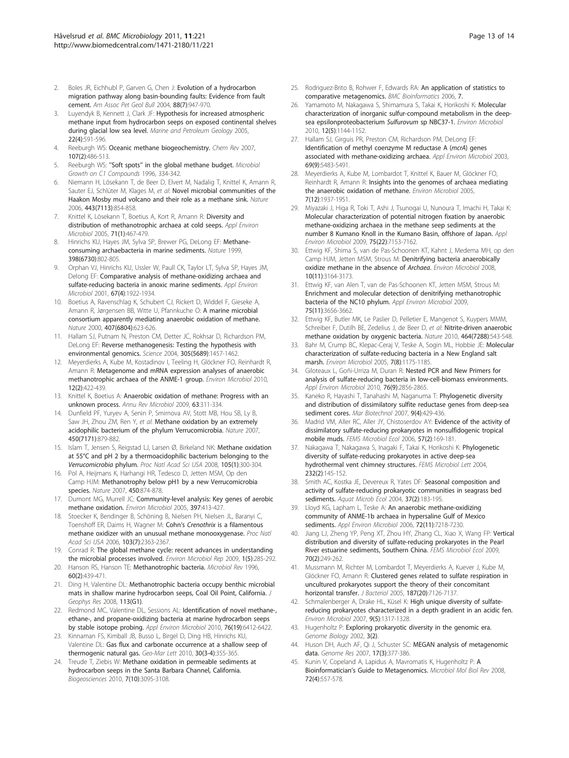2. Boles JR, Eichhubl P, Garven G, Chen J: **Evolution of a hydrocarbon migration pathway along basin-bounding faults: Evidence from fault cement.** *Am Assoc Pet Geol Bull* 2004, **88(7)**:947-970.
3. Luyendyk B, Kennett J, Clark JF: **Hypothesis for increased atmospheric methane input from hydrocarbon seeps on exposed continental shelves during glacial low sea level.** *Marine and Petroleum Geology* 2005, **22(4)**:591-596.
4. Reeburgh WS: **Oceanic methane biogeochemistry.** *Chem Rev* 2007, **107(2)**:486-513.
5. Reeburgh WS: **"Soft spots" in the global methane budget.** *Microbial Growth on C1 Compounds* 1996, 334-342.
6. Niemann H, Lösekann T, de Beer D, Elvert M, Nadalig T, Knittel K, Amann R, Sauter EJ, Schlüter M, Klages M, *et al*: **Novel microbial communities of the Haakon Mosby mud volcano and their role as a methane sink.** *Nature* 2006, **443(7113)**:854-858.
7. Knittel K, Lösekann T, Boetius A, Kort R, Amann R: **Diversity and distribution of methanotrophic archaea at cold seeps.** *Appl Environ Microbiol* 2005, **71(1)**:467-479.
8. Hinrichs KU, Hayes JM, Sylva SP, Brewer PG, DeLong EF: **Methane-consuming archaebacteria in marine sediments.** *Nature* 1999, **398(6730)**:802-805.
9. Orphan VJ, Hinrichs KU, Ussler W, Paull CK, Taylor LT, Sylva SP, Hayes JM, Delong EF: **Comparative analysis of methane-oxidizing archaea and sulfate-reducing bacteria in anoxic marine sediments.** *Appl Environ Microbiol* 2001, **67(4)**:1922-1934.
10. Boetius A, Ravenschlag K, Schubert CJ, Rickert D, Widdel F, Gieseke A, Amann R, Jørgensen BB, Witte U, Pfannkuche O: **A marine microbial consortium apparently mediating anaerobic oxidation of methane.** *Nature* 2000, **407(6804)**:623-626.
11. Hallam SJ, Putnam N, Preston CM, Detter JC, Rokhsar D, Richardson PM, DeLong EF: **Reverse methanogenesis: Testing the hypothesis with environmental genomics.** *Science* 2004, **305(5689)**:1457-1462.
12. Meyerdierks A, Kube M, Kostadinov I, Teeling H, Glöckner FO, Reinhardt R, Amann R: **Metagenome and mRNA expression analyses of anaerobic methanotrophic archaea of the ANME-1 group.** *Environ Microbiol* 2010, **12(2)**:422-439.
13. Knittel K, Boetius A: **Anaerobic oxidation of methane: Progress with an unknown process.** *Annu Rev Microbiol* 2009, **63**:311-334.
14. Dunfield PF, Yuryev A, Senin P, Smirnova AV, Stott MB, Hou SB, Ly B, Saw JH, Zhou ZM, Ren Y, *et al*: **Methane oxidation by an extremely acidophilic bacterium of the phylum Verrucomicrobia.** *Nature* 2007, **450(7171)**:879-882.
15. Islam T, Jensen S, Reigstad LJ, Larsen Ø, Birkeland NK: **Methane oxidation at 55°C and pH 2 by a thermoacidophilic bacterium belonging to the *Verrucomicrobia* phylum.** *Proc Natl Acad Sci USA* 2008, **105(1)**:300-304.
16. Pol A, Heijmans K, Harhangi HR, Tedesco D, Jetten MSM, Op den Camp HJM: **Methanotrophy below pH1 by a new Verrucomicrobia species.** *Nature* 2007, **450**:874-878.
17. Dumont MG, Murrell JC: **Community-level analysis: Key genes of aerobic methane oxidation.** *Environ Microbiol* 2005, **397**:413-427.
18. Stoecker K, Bendinger B, Schöning B, Nielsen PH, Nielsen JL, Baranyi C, Toenshoff ER, Daims H, Wagner M: **Cohn's *Crenothrix* is a filamentous methane oxidizer with an unusual methane monooxygenase.** *Proc Natl Acad Sci USA* 2006, **103(7)**:2363-2367.
19. Conrad R: **The global methane cycle: recent advances in understanding the microbial processes involved.** *Environ Microbiol Rep* 2009, **1(5)**:285-292.
20. Hanson RS, Hanson TE: **Methanotrophic bacteria.** *Microbiol Rev* 1996, **60(2)**:439-471.
21. Ding H, Valentine DL: **Methanotrophic bacteria occupy benthic microbial mats in shallow marine hydrocarbon seeps, Coal Oil Point, California.** *J Geophys Res* 2008, **113(G1)**.
22. Redmond MC, Valentine DL, Sessions AL: **Identification of novel methane-, ethane-, and propane-oxidizing bacteria at marine hydrocarbon seeps by stable isotope probing.** *Appl Environ Microbiol* 2010, **76(19)**:6412-6422.
23. Kinnaman FS, Kimball JB, Busso L, Birgel D, Ding HB, Hinrichs KU, Valentine DL: **Gas flux and carbonate occurrence at a shallow seep of thermogenic natural gas.** *Geo-Mar Lett* 2010, **30(3-4)**:355-365.
24. Treude T, Ziebis W: **Methane oxidation in permeable sediments at hydrocarbon seeps in the Santa Barbara Channel, California.** *Biogeosciences* 2010, **7(10)**:3095-3108.
25. Rodriguez-Brito B, Rohwer F, Edwards RA: **An application of statistics to comparative metagenomics.** *BMC Bioinformatics* 2006, **7**.
26. Yamamoto M, Nakagawa S, Shimamura S, Takai K, Horikoshi K: **Molecular characterization of inorganic sulfur-compound metabolism in the deep-sea epsilonproteobacterium *Sulfurovum* sp NBC37-1.** *Environ Microbiol* 2010, **12(5)**:1144-1152.
27. Hallam SJ, Girguis PR, Preston CM, Richardson PM, DeLong EF: **Identification of methyl coenzyme M reductase A (*mcrA*) genes associated with methane-oxidizing archaea.** *Appl Environ Microbiol* 2003, **69(9)**:5483-5491.
28. Meyerdierks A, Kube M, Lombardot T, Knittel K, Bauer M, Glöckner FO, Reinhardt R, Amann R: **Insights into the genomes of archaea mediating the anaerobic oxidation of methane.** *Environ Microbiol* 2005, **7(12)**:1937-1951.
29. Miyazaki J, Higa R, Toki T, Ashi J, Tsunogai U, Nunoura T, Imachi H, Takai K: **Molecular characterization of potential nitrogen fixation by anaerobic methane-oxidizing archaea in the methane seep sediments at the number 8 Kumano Knoll in the Kumano Basin, offshore of Japan.** *Appl Environ Microbiol* 2009, **75(22)**:7153-7162.
30. Ettwig KF, Shima S, van de Pas-Schoonen KT, Kahnt J, Medema MH, op den Camp HJM, Jetten MSM, Strous M: **Denitrifying bacteria anaerobically oxidize methane in the absence of *Archaea*.** *Environ Microbiol* 2008, **10(11)**:3164-3173.
31. Ettwig KF, van Alen T, van de Pas-Schoonen KT, Jetten MSM, Strous M: **Enrichment and molecular detection of denitrifying methanotrophic bacteria of the NC10 phylum.** *Appl Environ Microbiol* 2009, **75(11)**:3656-3662.
32. Ettwig KF, Butler MK, Le Paslier D, Pelletier E, Mangenot S, Kuypers MMM, Schreiber F, Dutilh BE, Zedelius J, de Beer D, *et al*: **Nitrite-driven anaerobic methane oxidation by oxygenic bacteria.** *Nature* 2010, **464(7288)**:543-548.
33. Bahr M, Crump BC, Klepac-Ceraj V, Teske A, Sogin ML, Hobbie JE: **Molecular characterization of sulfate-reducing bacteria in a New England salt marsh.** *Environ Microbiol* 2005, **7(8)**:1175-1185.
34. Giloteaux L, Goñi-Urriza M, Duran R: **Nested PCR and New Primers for analysis of sulfate-reducing bacteria in low-cell-biomass environments.** *Appl Environ Microbiol* 2010, **76(9)**:2856-2865.
35. Kaneko R, Hayashi T, Tanahashi M, Naganuma T: **Phylogenetic diversity and distribution of dissimilatory sulfite reductase genes from deep-sea sediment cores.** *Mar Biotechnol* 2007, **9(4)**:429-436.
36. Madrid VM, Aller RC, Aller JY, Chistoserdov AY: **Evidence of the activity of dissimilatory sulfate-reducing prokaryotes in nonsulfidogenic tropical mobile muds.** *FEMS Microbiol Ecol* 2006, **57(2)**:169-181.
37. Nakagawa T, Nakagawa S, Inagaki F, Takai K, Horikoshi K: **Phylogenetic diversity of sulfate-reducing prokaryotes in active deep-sea hydrothermal vent chimney structures.** *FEMS Microbiol Lett* 2004, **232(2)**:145-152.
38. Smith AC, Kostka JE, Devereux R, Yates DF: **Seasonal composition and activity of sulfate-reducing prokaryotic communities in seagrass bed sediments.** *Aquat Microb Ecol* 2004, **37(2)**:183-195.
39. Lloyd KG, Lapham L, Teske A: **An anaerobic methane-oxidizing community of ANME-1b archaea in hypersaline Gulf of Mexico sediments.** *Appl Environ Microbiol* 2006, **72(11)**:7218-7230.
40. Jiang LJ, Zheng YP, Peng XT, Zhou HY, Zhang CL, Xiao X, Wang FP: **Vertical distribution and diversity of sulfate-reducing prokaryotes in the Pearl River estuarine sediments, Southern China.** *FEMS Microbiol Ecol* 2009, **70(2)**:249-262.
41. Mussmann M, Richter M, Lombardot T, Meyerdierks A, Kuever J, Kube M, Glöckner FO, Amann R: **Clustered genes related to sulfate respiration in uncultured prokaryotes support the theory of their concomitant horizontal transfer.** *J Bacteriol* 2005, **187(20)**:7126-7137.
42. Schmalenberger A, Drake HL, Küsel K: **High unique diversity of sulfate-reducing prokaryotes characterized in a depth gradient in an acidic fen.** *Environ Microbiol* 2007, **9(5)**:1317-1328.
43. Hugenholtz P: **Exploring prokaryotic diversity in the genomic era.** *Genome Biology* 2002, **3(2)**.
44. Huson DH, Auch AF, Qi J, Schuster SC: **MEGAN analysis of metagenomic data.** *Genome Res* 2007, **17(3)**:377-386.
45. Kunin V, Copeland A, Lapidus A, Mavromatis K, Hugenholtz P: **A Bioinformatician's Guide to Metagenomics.** *Microbiol Mol Biol Rev* 2008, **72(4)**:557-578.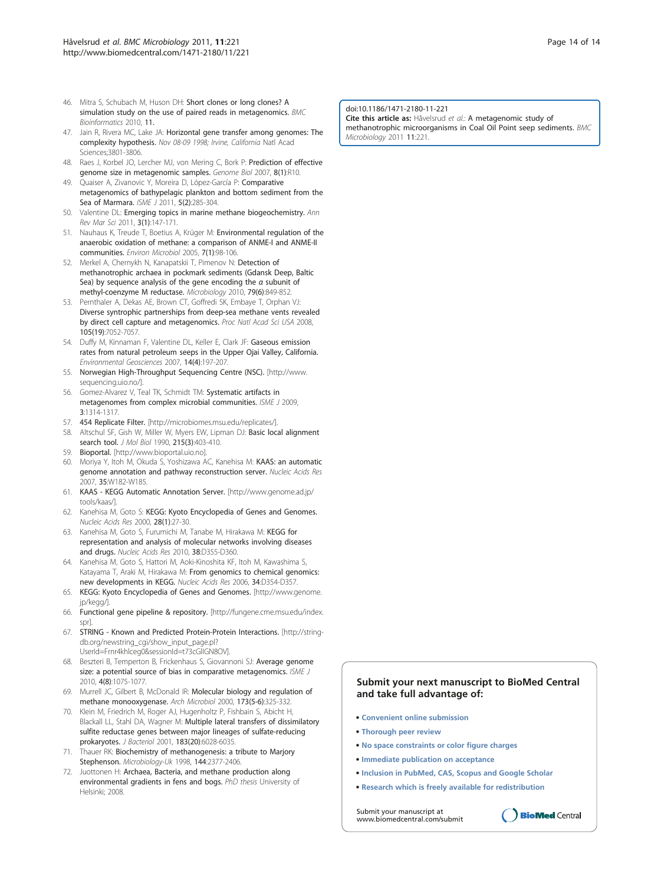46. Mitra S, Schubach M, Huson DH: **Short clones or long clones? A simulation study on the use of paired reads in metagenomics.** *BMC Bioinformatics* 2010, **11**.
47. Jain R, Rivera MC, Lake JA: **Horizontal gene transfer among genomes: The complexity hypothesis.** *Nov 08-09 1998; Irvine, California* Natl Acad Sciences;3801-3806.
48. Raes J, Korbel JO, Lercher MJ, von Mering C, Bork P: **Prediction of effective genome size in metagenomic samples.** *Genome Biol* 2007, **8(1)**:R10.
49. Quaiser A, Zivanovic Y, Moreira D, López-García P: **Comparative metagenomics of bathypelagic plankton and bottom sediment from the Sea of Marmara.** *ISME J* 2011, **5(2)**:285-304.
50. Valentine DL: **Emerging topics in marine methane biogeochemistry.** *Ann Rev Mar Sci* 2011, **3(1)**:147-171.
51. Nauhaus K, Treude T, Boetius A, Krüger M: **Environmental regulation of the anaerobic oxidation of methane: a comparison of ANME-I and ANME-II communities.** *Environ Microbiol* 2005, **7(1)**:98-106.
52. Merkel A, Chernykh N, Kanapatskii T, Pimenov N: **Detection of methanotrophic archaea in pockmark sediments (Gdansk Deep, Baltic Sea) by sequence analysis of the gene encoding the $\alpha$ subunit of methyl-coenzyme M reductase.** *Microbiology* 2010, **79(6)**:849-852.
53. Pernthaler A, Dekas AE, Brown CT, Goffredi SK, Embaye T, Orphan VJ: **Diverse syntrophic partnerships from deep-sea methane vents revealed by direct cell capture and metagenomics.** *Proc Natl Acad Sci USA* 2008, **105(19)**:7052-7057.
54. Duffy M, Kinnaman F, Valentine DL, Keller E, Clark JF: **Gaseous emission rates from natural petroleum seeps in the Upper Ojai Valley, California.** *Environmental Geosciences* 2007, **14(4)**:197-207.
55. **Norwegian High-Throughput Sequencing Centre (NSC).** [http://www.sequencing.uio.no/].
56. Gomez-Alvarez V, Teal TK, Schmidt TM: **Systematic artifacts in metagenomes from complex microbial communities.** *ISME J* 2009, **3**:1314-1317.
57. **454 Replicate Filter.** [http://microbiomes.msu.edu/replicates/].
58. Altschul SF, Gish W, Miller W, Myers EW, Lipman DJ: **Basic local alignment search tool.** *J Mol Biol* 1990, **215(3)**:403-410.
59. **Bioportal.** [http://www.bioportal.uio.no].
60. Moriya Y, Itoh M, Okuda S, Yoshizawa AC, Kanehisa M: **KAAS: an automatic genome annotation and pathway reconstruction server.** *Nucleic Acids Res* 2007, **35**:W182-W185.
61. **KAAS - KEGG Automatic Annotation Server.** [http://www.genome.ad.jp/tools/kaas/].
62. Kanehisa M, Goto S: **KEGG: Kyoto Encyclopedia of Genes and Genomes.** *Nucleic Acids Res* 2000, **28(1)**:27-30.
63. Kanehisa M, Goto S, Furumichi M, Tanabe M, Hirakawa M: **KEGG for representation and analysis of molecular networks involving diseases and drugs.** *Nucleic Acids Res* 2010, **38**:D355-D360.
64. Kanehisa M, Goto S, Hattori M, Aoki-Kinoshita KF, Itoh M, Kawashima S, Katayama T, Araki M, Hirakawa M: **From genomics to chemical genomics: new developments in KEGG.** *Nucleic Acids Res* 2006, **34**:D354-D357.
65. **KEGG: Kyoto Encyclopedia of Genes and Genomes.** [http://www.genome.jp/kegg/].
66. **Functional gene pipeline & repository.** [http://fungene.cme.msu.edu/index.spr].
67. **STRING - Known and Predicted Protein-Protein Interactions.** [http://string-db.org/newstring_cgi/show_input_page.pl?UserId=Frnr4khIceg0&sessionId=t73cGlIGN8OV].
68. Beszteri B, Temperton B, Frickenhaus S, Giovannoni SJ: **Average genome size: a potential source of bias in comparative metagenomics.** *ISME J* 2010, **4(8)**:1075-1077.
69. Murrell JC, Gilbert B, McDonald IR: **Molecular biology and regulation of methane monooxygenase.** *Arch Microbiol* 2000, **173(5-6)**:325-332.
70. Klein M, Friedrich M, Roger AJ, Hugenholtz P, Fishbain S, Abicht H, Blackall LL, Stahl DA, Wagner M: **Multiple lateral transfers of dissimilatory sulfite reductase genes between major lineages of sulfate-reducing prokaryotes.** *J Bacteriol* 2001, **183(20)**:6028-6035.
71. Thauer RK: **Biochemistry of methanogenesis: a tribute to Marjory Stephenson.** *Microbiology-Uk* 1998, **144**:2377-2406.
72. Juottonen H: **Archaea, Bacteria, and methane production along environmental gradients in fens and bogs.** *PhD thesis* University of Helsinki; 2008.

doi:10.1186/1471-2180-11-221
**Cite this article as:** Håvelsrud *et al.*: A metagenomic study of methanotrophic microorganisms in Coal Oil Point seep sediments. *BMC Microbiology* 2011 **11**:221.

**Submit your next manuscript to BioMed Central and take full advantage of:**

- Convenient online submission
- Thorough peer review
- No space constraints or color figure charges
- Immediate publication on acceptance
- Inclusion in PubMed, CAS, Scopus and Google Scholar
- Research which is freely available for redistribution

Submit your manuscript at www.biomedcentral.com/submit

BioMed Central